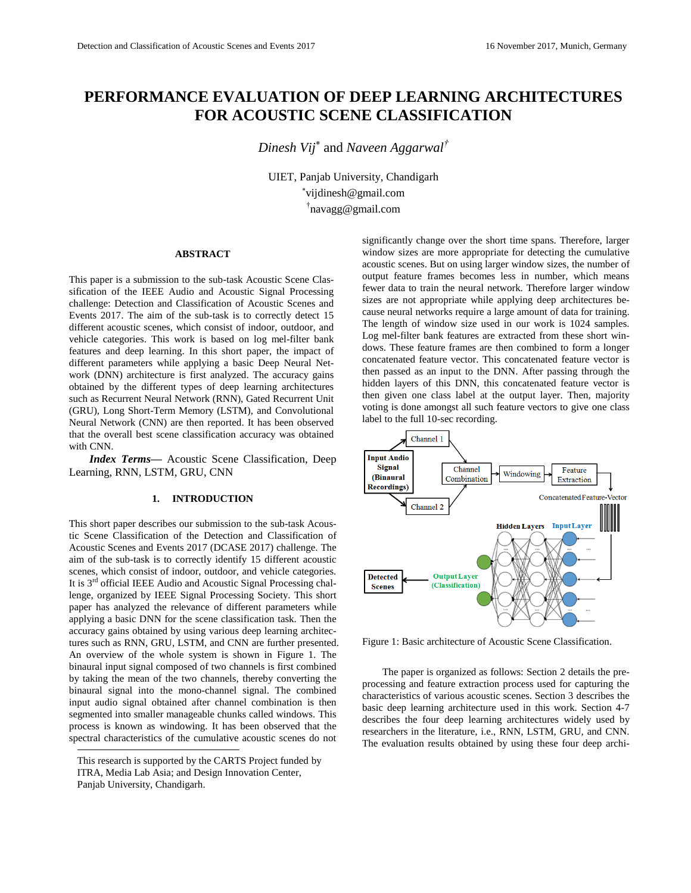# PERFORMANCE EVALUATION OF DEEP LEARNING ARCHITECTURES FOR ACOUSTIC SCENE CLASSIFICATION

*Dinesh Vij*[*] and *Naveen Aggarwal*[†]

UIET, Panjab University, Chandigarh
[*]vijdinesh@gmail.com
[†]navagg@gmail.com

## ABSTRACT

This paper is a submission to the sub-task Acoustic Scene Classification of the IEEE Audio and Acoustic Signal Processing challenge: Detection and Classification of Acoustic Scenes and Events 2017. The aim of the sub-task is to correctly detect 15 different acoustic scenes, which consist of indoor, outdoor, and vehicle categories. This work is based on log mel-filter bank features and deep learning. In this short paper, the impact of different parameters while applying a basic Deep Neural Network (DNN) architecture is first analyzed. The accuracy gains obtained by the different types of deep learning architectures such as Recurrent Neural Network (RNN), Gated Recurrent Unit (GRU), Long Short-Term Memory (LSTM), and Convolutional Neural Network (CNN) are then reported. It has been observed that the overall best scene classification accuracy was obtained with CNN.

***Index Terms***— Acoustic Scene Classification, Deep Learning, RNN, LSTM, GRU, CNN

## 1. INTRODUCTION

This short paper describes our submission to the sub-task Acoustic Scene Classification of the Detection and Classification of Acoustic Scenes and Events 2017 (DCASE 2017) challenge. The aim of the sub-task is to correctly identify 15 different acoustic scenes, which consist of indoor, outdoor, and vehicle categories. It is 3rd official IEEE Audio and Acoustic Signal Processing challenge, organized by IEEE Signal Processing Society. This short paper has analyzed the relevance of different parameters while applying a basic DNN for the scene classification task. Then the accuracy gains obtained by using various deep learning architectures such as RNN, GRU, LSTM, and CNN are further presented. An overview of the whole system is shown in Figure 1. The binaural input signal composed of two channels is first combined by taking the mean of the two channels, thereby converting the binaural signal into the mono-channel signal. The combined input audio signal obtained after channel combination is then segmented into smaller manageable chunks called windows. This process is known as windowing. It has been observed that the spectral characteristics of the cumulative acoustic scenes do not significantly change over the short time spans. Therefore, larger window sizes are more appropriate for detecting the cumulative acoustic scenes. But on using larger window sizes, the number of output feature frames becomes less in number, which means fewer data to train the neural network. Therefore larger window sizes are not appropriate while applying deep architectures because neural networks require a large amount of data for training. The length of window size used in our work is 1024 samples. Log mel-filter bank features are extracted from these short windows. These feature frames are then combined to form a longer concatenated feature vector. This concatenated feature vector is then passed as an input to the DNN. After passing through the hidden layers of this DNN, this concatenated feature vector is then given one class label at the output layer. Then, majority voting is done amongst all such feature vectors to give one class label to the full 10-sec recording.

Figure 1: Basic architecture of Acoustic Scene Classification.

The paper is organized as follows: Section 2 details the preprocessing and feature extraction process used for capturing the characteristics of various acoustic scenes. Section 3 describes the basic deep learning architecture used in this work. Section 4-7 describes the four deep learning architectures widely used by researchers in the literature, i.e., RNN, LSTM, GRU, and CNN. The evaluation results obtained by using these four deep archi-

This research is supported by the CARTS Project funded by ITRA, Media Lab Asia; and Design Innovation Center, Panjab University, Chandigarh.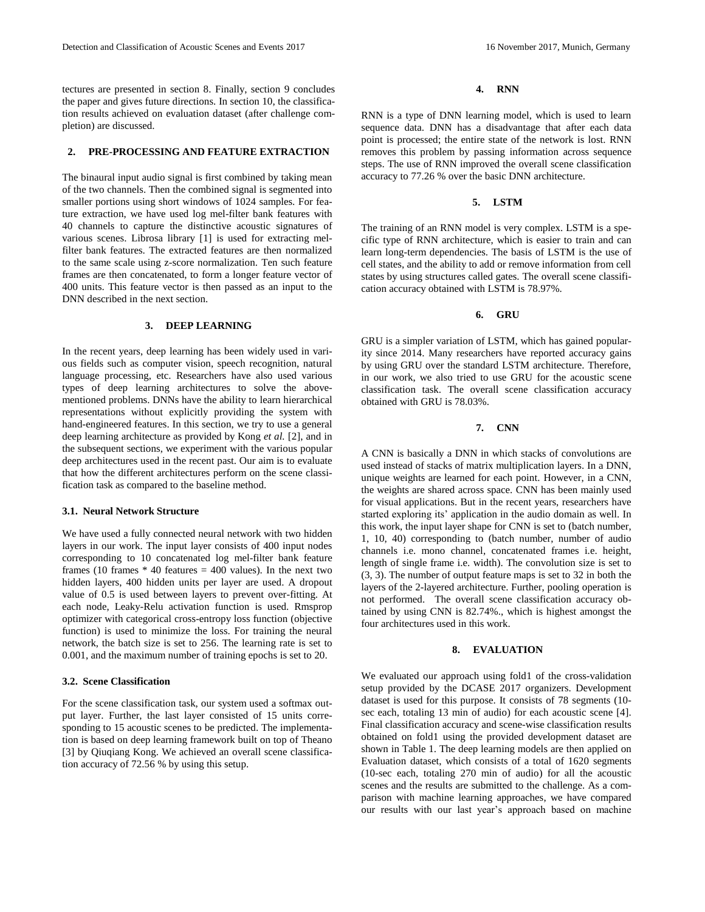tectures are presented in section 8. Finally, section 9 concludes the paper and gives future directions. In section 10, the classification results achieved on evaluation dataset (after challenge completion) are discussed.

## 2. PRE-PROCESSING AND FEATURE EXTRACTION

The binaural input audio signal is first combined by taking mean of the two channels. Then the combined signal is segmented into smaller portions using short windows of 1024 samples. For feature extraction, we have used log mel-filter bank features with 40 channels to capture the distinctive acoustic signatures of various scenes. Librosa library [1] is used for extracting mel-filter bank features. The extracted features are then normalized to the same scale using z-score normalization. Ten such feature frames are then concatenated, to form a longer feature vector of 400 units. This feature vector is then passed as an input to the DNN described in the next section.

## 3. DEEP LEARNING

In the recent years, deep learning has been widely used in various fields such as computer vision, speech recognition, natural language processing, etc. Researchers have also used various types of deep learning architectures to solve the above-mentioned problems. DNNs have the ability to learn hierarchical representations without explicitly providing the system with hand-engineered features. In this section, we try to use a general deep learning architecture as provided by Kong *et al.* [2], and in the subsequent sections, we experiment with the various popular deep architectures used in the recent past. Our aim is to evaluate that how the different architectures perform on the scene classification task as compared to the baseline method.

### 3.1. Neural Network Structure

We have used a fully connected neural network with two hidden layers in our work. The input layer consists of 400 input nodes corresponding to 10 concatenated log mel-filter bank feature frames (10 frames * 40 features = 400 values). In the next two hidden layers, 400 hidden units per layer are used. A dropout value of 0.5 is used between layers to prevent over-fitting. At each node, Leaky-Relu activation function is used. Rmsprop optimizer with categorical cross-entropy loss function (objective function) is used to minimize the loss. For training the neural network, the batch size is set to 256. The learning rate is set to 0.001, and the maximum number of training epochs is set to 20.

### 3.2. Scene Classification

For the scene classification task, our system used a softmax output layer. Further, the last layer consisted of 15 units corresponding to 15 acoustic scenes to be predicted. The implementation is based on deep learning framework built on top of Theano [3] by Qiuqiang Kong. We achieved an overall scene classification accuracy of 72.56 % by using this setup.

## 4. RNN

RNN is a type of DNN learning model, which is used to learn sequence data. DNN has a disadvantage that after each data point is processed; the entire state of the network is lost. RNN removes this problem by passing information across sequence steps. The use of RNN improved the overall scene classification accuracy to 77.26 % over the basic DNN architecture.

## 5. LSTM

The training of an RNN model is very complex. LSTM is a specific type of RNN architecture, which is easier to train and can learn long-term dependencies. The basis of LSTM is the use of cell states, and the ability to add or remove information from cell states by using structures called gates. The overall scene classification accuracy obtained with LSTM is 78.97%.

## 6. GRU

GRU is a simpler variation of LSTM, which has gained popularity since 2014. Many researchers have reported accuracy gains by using GRU over the standard LSTM architecture. Therefore, in our work, we also tried to use GRU for the acoustic scene classification task. The overall scene classification accuracy obtained with GRU is 78.03%.

## 7. CNN

A CNN is basically a DNN in which stacks of convolutions are used instead of stacks of matrix multiplication layers. In a DNN, unique weights are learned for each point. However, in a CNN, the weights are shared across space. CNN has been mainly used for visual applications. But in the recent years, researchers have started exploring its' application in the audio domain as well. In this work, the input layer shape for CNN is set to (batch number, 1, 10, 40) corresponding to (batch number, number of audio channels i.e. mono channel, concatenated frames i.e. height, length of single frame i.e. width). The convolution size is set to (3, 3). The number of output feature maps is set to 32 in both the layers of the 2-layered architecture. Further, pooling operation is not performed. The overall scene classification accuracy obtained by using CNN is 82.74%., which is highest amongst the four architectures used in this work.

## 8. EVALUATION

We evaluated our approach using fold1 of the cross-validation setup provided by the DCASE 2017 organizers. Development dataset is used for this purpose. It consists of 78 segments (10-sec each, totaling 13 min of audio) for each acoustic scene [4]. Final classification accuracy and scene-wise classification results obtained on fold1 using the provided development dataset are shown in Table 1. The deep learning models are then applied on Evaluation dataset, which consists of a total of 1620 segments (10-sec each, totaling 270 min of audio) for all the acoustic scenes and the results are submitted to the challenge. As a comparison with machine learning approaches, we have compared our results with our last year's approach based on machine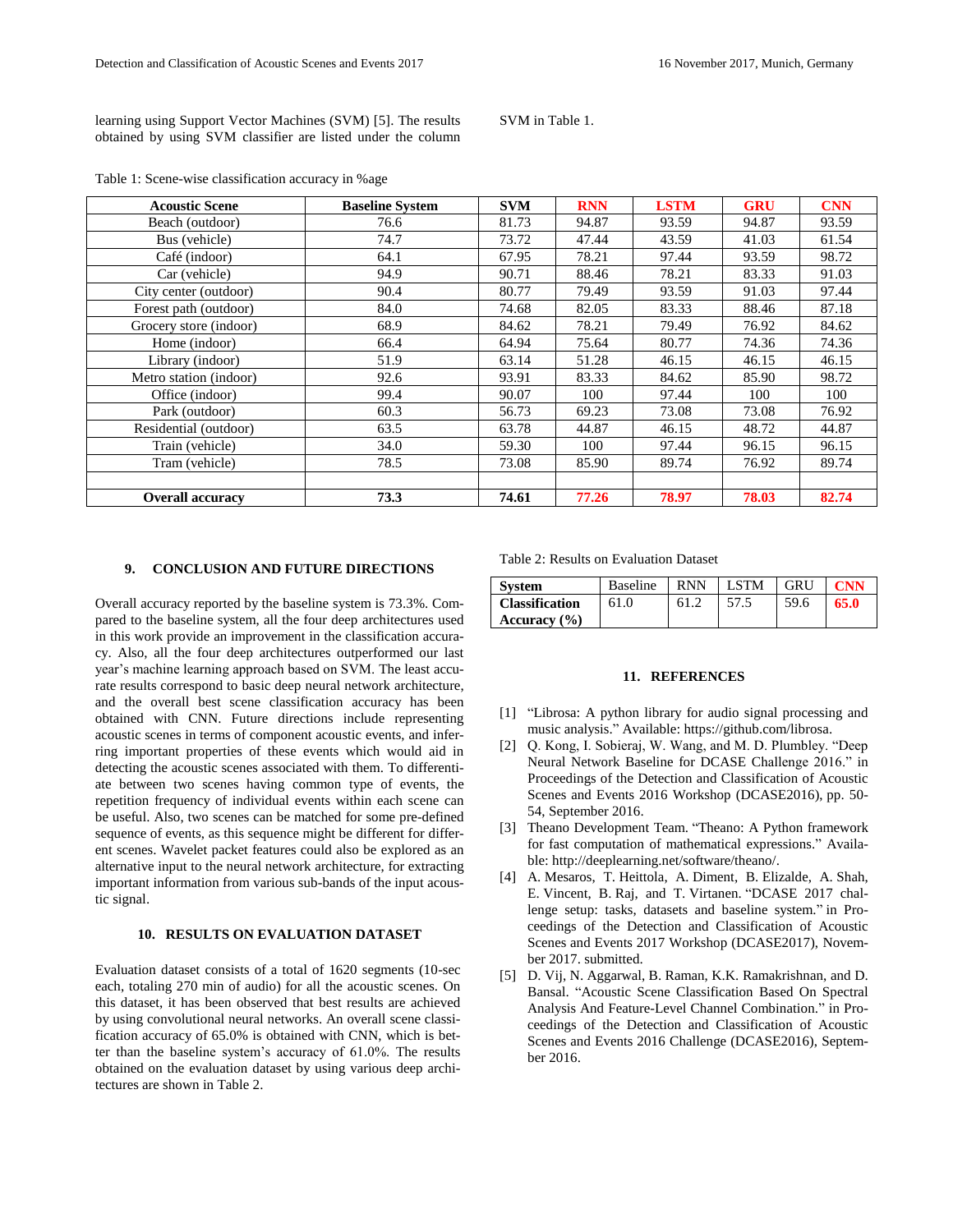learning using Support Vector Machines (SVM) [5]. The results obtained by using SVM classifier are listed under the column SVM in Table 1.

Table 1: Scene-wise classification accuracy in %age

| Acoustic Scene | Baseline System | SVM | RNN | LSTM | GRU | CNN |
|---|---|---|---|---|---|---|
| Beach (outdoor) | 76.6 | 81.73 | 94.87 | 93.59 | 94.87 | 93.59 |
| Bus (vehicle) | 74.7 | 73.72 | 47.44 | 43.59 | 41.03 | 61.54 |
| Café (indoor) | 64.1 | 67.95 | 78.21 | 97.44 | 93.59 | 98.72 |
| Car (vehicle) | 94.9 | 90.71 | 88.46 | 78.21 | 83.33 | 91.03 |
| City center (outdoor) | 90.4 | 80.77 | 79.49 | 93.59 | 91.03 | 97.44 |
| Forest path (outdoor) | 84.0 | 74.68 | 82.05 | 83.33 | 88.46 | 87.18 |
| Grocery store (indoor) | 68.9 | 84.62 | 78.21 | 79.49 | 76.92 | 84.62 |
| Home (indoor) | 66.4 | 64.94 | 75.64 | 80.77 | 74.36 | 74.36 |
| Library (indoor) | 51.9 | 63.14 | 51.28 | 46.15 | 46.15 | 46.15 |
| Metro station (indoor) | 92.6 | 93.91 | 83.33 | 84.62 | 85.90 | 98.72 |
| Office (indoor) | 99.4 | 90.07 | 100 | 97.44 | 100 | 100 |
| Park (outdoor) | 60.3 | 56.73 | 69.23 | 73.08 | 73.08 | 76.92 |
| Residential (outdoor) | 63.5 | 63.78 | 44.87 | 46.15 | 48.72 | 44.87 |
| Train (vehicle) | 34.0 | 59.30 | 100 | 97.44 | 96.15 | 96.15 |
| Tram (vehicle) | 78.5 | 73.08 | 85.90 | 89.74 | 76.92 | 89.74 |
| | | | | | | |
| **Overall accuracy** | **73.3** | **74.61** | **77.26** | **78.97** | **78.03** | **82.74** |

## 9. CONCLUSION AND FUTURE DIRECTIONS

Overall accuracy reported by the baseline system is 73.3%. Compared to the baseline system, all the four deep architectures used in this work provide an improvement in the classification accuracy. Also, all the four deep architectures outperformed our last year's machine learning approach based on SVM. The least accurate results correspond to basic deep neural network architecture, and the overall best scene classification accuracy has been obtained with CNN. Future directions include representing acoustic scenes in terms of component acoustic events, and inferring important properties of these events which would aid in detecting the acoustic scenes associated with them. To differentiate between two scenes having common type of events, the repetition frequency of individual events within each scene can be useful. Also, two scenes can be matched for some pre-defined sequence of events, as this sequence might be different for different scenes. Wavelet packet features could also be explored as an alternative input to the neural network architecture, for extracting important information from various sub-bands of the input acoustic signal.

## 10. RESULTS ON EVALUATION DATASET

Evaluation dataset consists of a total of 1620 segments (10-sec each, totaling 270 min of audio) for all the acoustic scenes. On this dataset, it has been observed that best results are achieved by using convolutional neural networks. An overall scene classification accuracy of 65.0% is obtained with CNN, which is better than the baseline system's accuracy of 61.0%. The results obtained on the evaluation dataset by using various deep architectures are shown in Table 2.

Table 2: Results on Evaluation Dataset

| System | Baseline | RNN | LSTM | GRU | CNN |
|---|---|---|---|---|---|
| **Classification Accuracy (%)** | 61.0 | 61.2 | 57.5 | 59.6 | **65.0** |

## 11. REFERENCES

[1] "Librosa: A python library for audio signal processing and music analysis." Available: https://github.com/librosa.

[2] Q. Kong, I. Sobieraj, W. Wang, and M. D. Plumbley. "Deep Neural Network Baseline for DCASE Challenge 2016." in Proceedings of the Detection and Classification of Acoustic Scenes and Events 2016 Workshop (DCASE2016), pp. 50-54, September 2016.

[3] Theano Development Team. "Theano: A Python framework for fast computation of mathematical expressions." Available: http://deeplearning.net/software/theano/.

[4] A. Mesaros, T. Heittola, A. Diment, B. Elizalde, A. Shah, E. Vincent, B. Raj, and T. Virtanen. "DCASE 2017 challenge setup: tasks, datasets and baseline system." in Proceedings of the Detection and Classification of Acoustic Scenes and Events 2017 Workshop (DCASE2017), November 2017. submitted.

[5] D. Vij, N. Aggarwal, B. Raman, K.K. Ramakrishnan, and D. Bansal. "Acoustic Scene Classification Based On Spectral Analysis And Feature-Level Channel Combination." in Proceedings of the Detection and Classification of Acoustic Scenes and Events 2016 Challenge (DCASE2016), September 2016.